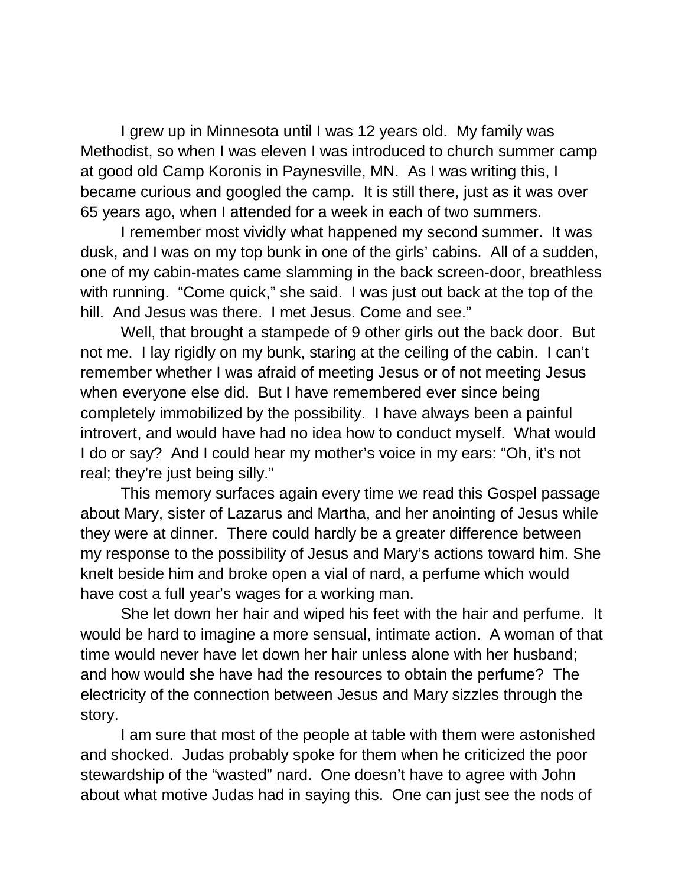I grew up in Minnesota until I was 12 years old. My family was Methodist, so when I was eleven I was introduced to church summer camp at good old Camp Koronis in Paynesville, MN. As I was writing this, I became curious and googled the camp. It is still there, just as it was over 65 years ago, when I attended for a week in each of two summers.

I remember most vividly what happened my second summer. It was dusk, and I was on my top bunk in one of the girls' cabins. All of a sudden, one of my cabin-mates came slamming in the back screen-door, breathless with running. "Come quick," she said. I was just out back at the top of the hill. And Jesus was there. I met Jesus. Come and see."

Well, that brought a stampede of 9 other girls out the back door. But not me. I lay rigidly on my bunk, staring at the ceiling of the cabin. I can't remember whether I was afraid of meeting Jesus or of not meeting Jesus when everyone else did. But I have remembered ever since being completely immobilized by the possibility. I have always been a painful introvert, and would have had no idea how to conduct myself. What would I do or say? And I could hear my mother's voice in my ears: "Oh, it's not real; they're just being silly."

This memory surfaces again every time we read this Gospel passage about Mary, sister of Lazarus and Martha, and her anointing of Jesus while they were at dinner. There could hardly be a greater difference between my response to the possibility of Jesus and Mary's actions toward him. She knelt beside him and broke open a vial of nard, a perfume which would have cost a full year's wages for a working man.

She let down her hair and wiped his feet with the hair and perfume. It would be hard to imagine a more sensual, intimate action. A woman of that time would never have let down her hair unless alone with her husband; and how would she have had the resources to obtain the perfume? The electricity of the connection between Jesus and Mary sizzles through the story.

I am sure that most of the people at table with them were astonished and shocked. Judas probably spoke for them when he criticized the poor stewardship of the "wasted" nard. One doesn't have to agree with John about what motive Judas had in saying this. One can just see the nods of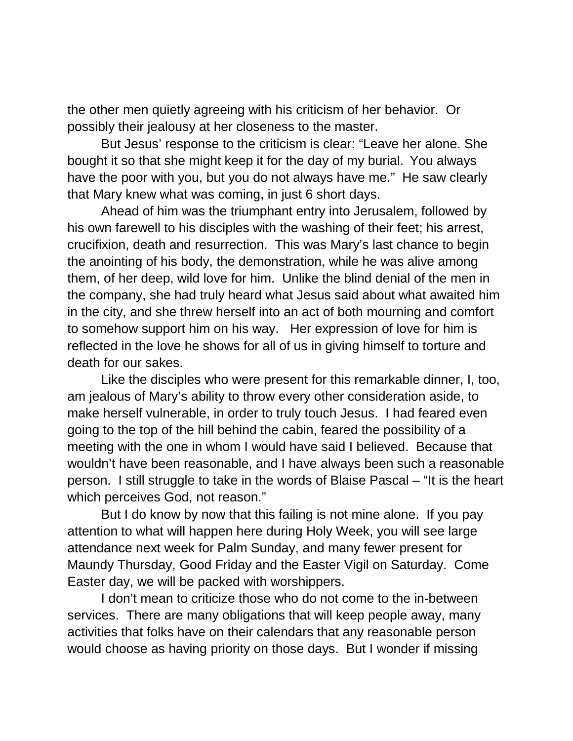the other men quietly agreeing with his criticism of her behavior. Or possibly their jealousy at her closeness to the master.

But Jesus' response to the criticism is clear: "Leave her alone. She bought it so that she might keep it for the day of my burial. You always have the poor with you, but you do not always have me." He saw clearly that Mary knew what was coming, in just 6 short days.

Ahead of him was the triumphant entry into Jerusalem, followed by his own farewell to his disciples with the washing of their feet; his arrest, crucifixion, death and resurrection. This was Mary's last chance to begin the anointing of his body, the demonstration, while he was alive among them, of her deep, wild love for him. Unlike the blind denial of the men in the company, she had truly heard what Jesus said about what awaited him in the city, and she threw herself into an act of both mourning and comfort to somehow support him on his way. Her expression of love for him is reflected in the love he shows for all of us in giving himself to torture and death for our sakes.

Like the disciples who were present for this remarkable dinner, I, too, am jealous of Mary's ability to throw every other consideration aside, to make herself vulnerable, in order to truly touch Jesus. I had feared even going to the top of the hill behind the cabin, feared the possibility of a meeting with the one in whom I would have said I believed. Because that wouldn't have been reasonable, and I have always been such a reasonable person. I still struggle to take in the words of Blaise Pascal – "It is the heart which perceives God, not reason."

But I do know by now that this failing is not mine alone. If you pay attention to what will happen here during Holy Week, you will see large attendance next week for Palm Sunday, and many fewer present for Maundy Thursday, Good Friday and the Easter Vigil on Saturday. Come Easter day, we will be packed with worshippers.

I don't mean to criticize those who do not come to the in-between services. There are many obligations that will keep people away, many activities that folks have on their calendars that any reasonable person would choose as having priority on those days. But I wonder if missing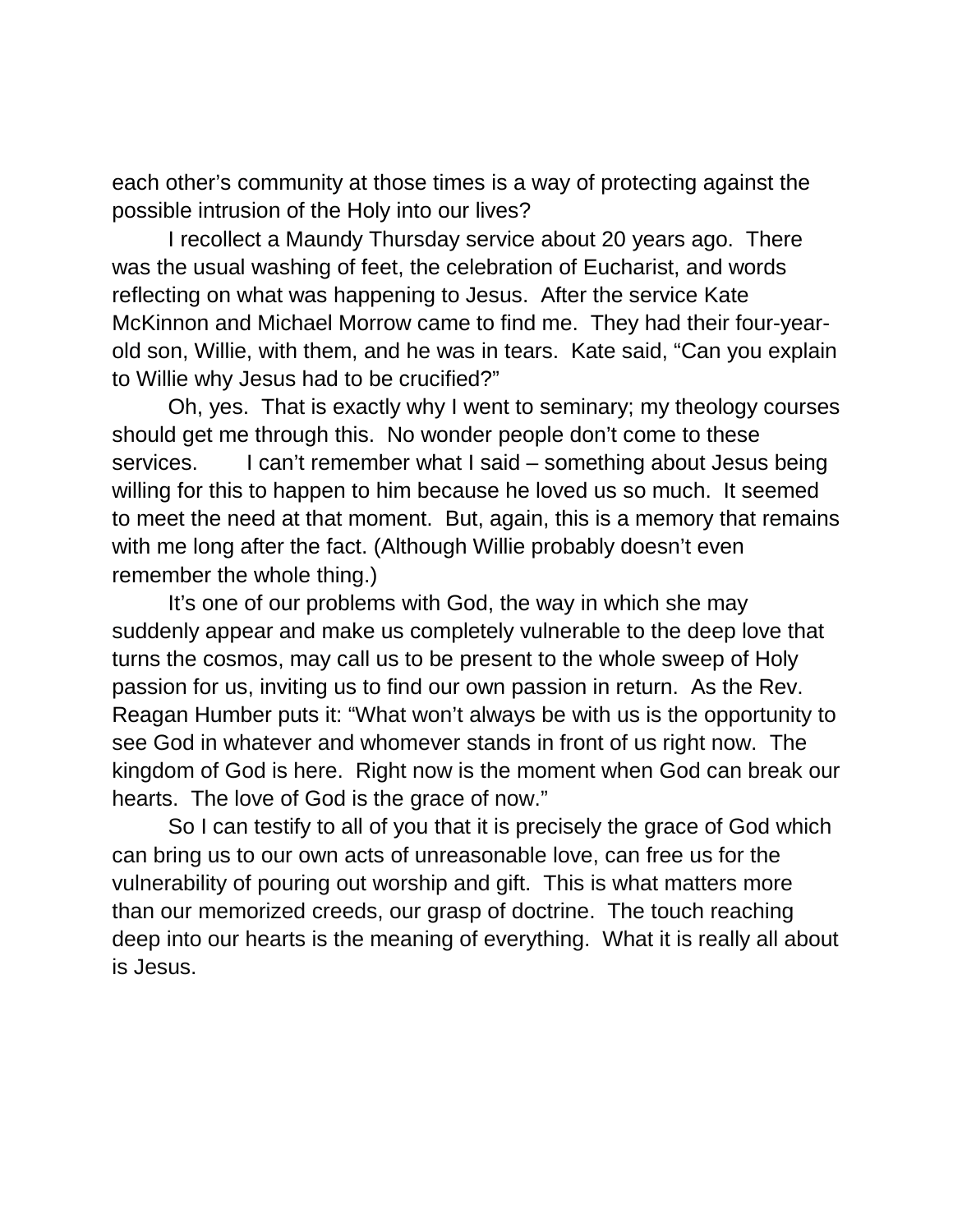each other's community at those times is a way of protecting against the possible intrusion of the Holy into our lives?

I recollect a Maundy Thursday service about 20 years ago. There was the usual washing of feet, the celebration of Eucharist, and words reflecting on what was happening to Jesus. After the service Kate McKinnon and Michael Morrow came to find me. They had their four-year-old son, Willie, with them, and he was in tears. Kate said, "Can you explain to Willie why Jesus had to be crucified?"

Oh, yes. That is exactly why I went to seminary; my theology courses should get me through this. No wonder people don't come to these services. I can't remember what I said – something about Jesus being willing for this to happen to him because he loved us so much. It seemed to meet the need at that moment. But, again, this is a memory that remains with me long after the fact. (Although Willie probably doesn't even remember the whole thing.)

It's one of our problems with God, the way in which she may suddenly appear and make us completely vulnerable to the deep love that turns the cosmos, may call us to be present to the whole sweep of Holy passion for us, inviting us to find our own passion in return. As the Rev. Reagan Humber puts it: "What won't always be with us is the opportunity to see God in whatever and whomever stands in front of us right now. The kingdom of God is here. Right now is the moment when God can break our hearts. The love of God is the grace of now."

So I can testify to all of you that it is precisely the grace of God which can bring us to our own acts of unreasonable love, can free us for the vulnerability of pouring out worship and gift. This is what matters more than our memorized creeds, our grasp of doctrine. The touch reaching deep into our hearts is the meaning of everything. What it is really all about is Jesus.